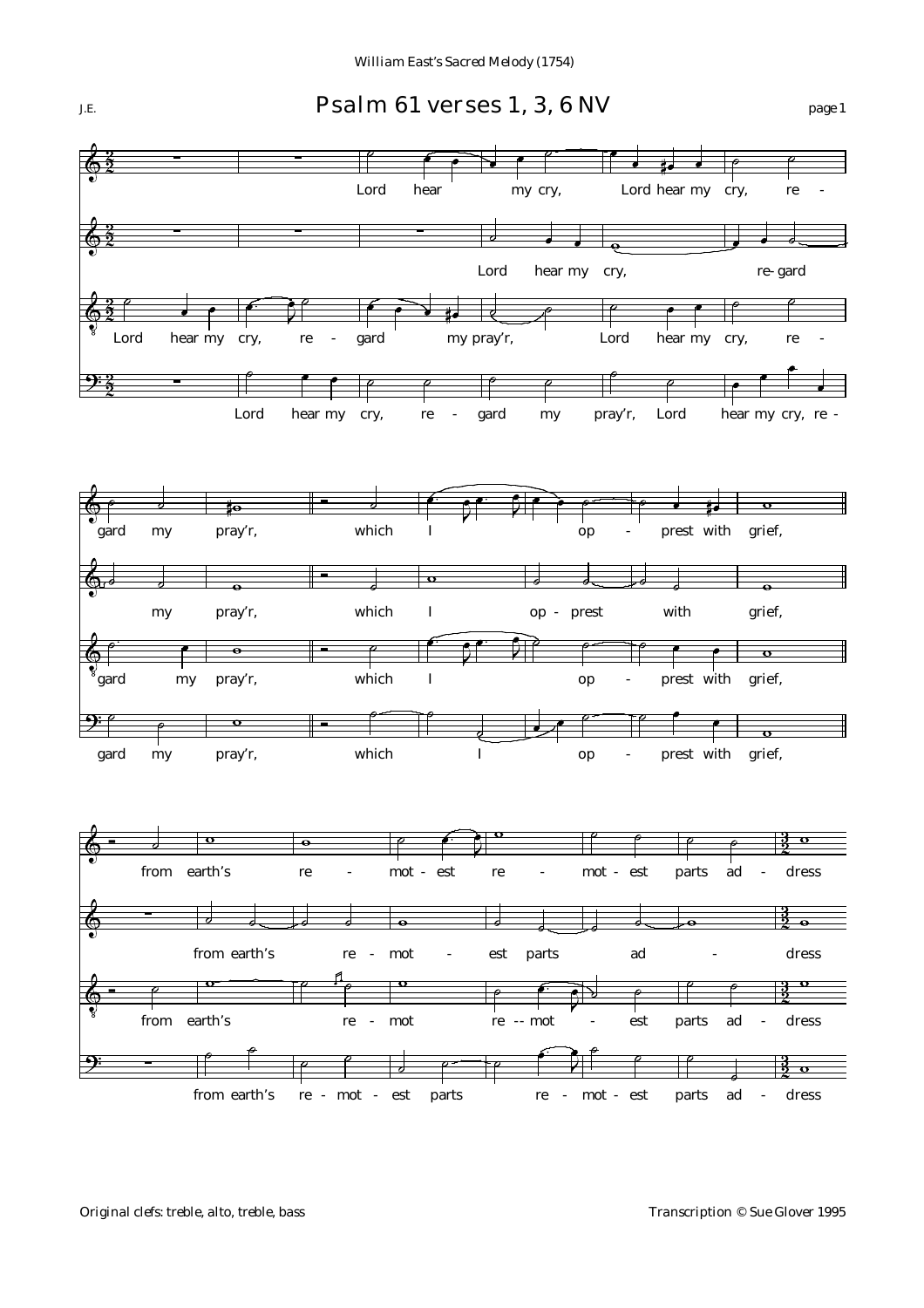William East's Sacred Melody (1754)

# Psalm 61 verses 1, 3, 6 NV

J.E.

Original clefs: treble, alto, treble, bass

Transcription © Sue Glover 1995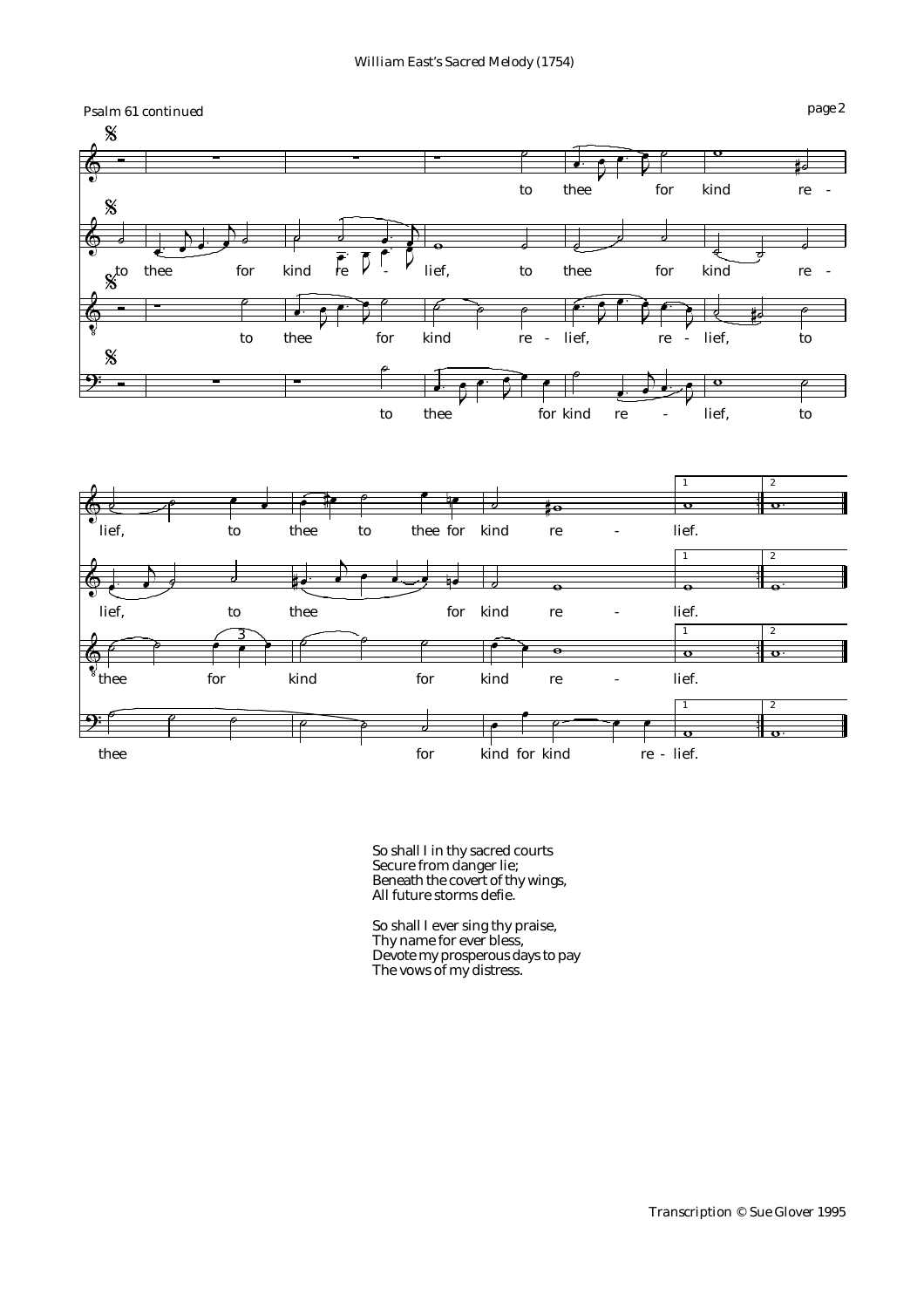Psalm 61 continued

So shall I in thy sacred courts
Secure from danger lie;
Beneath the covert of thy wings,
All future storms defie.

So shall I ever sing thy praise,
Thy name for ever bless,
Devote my prosperous days to pay
The vows of my distress.

Transcription © Sue Glover 1995